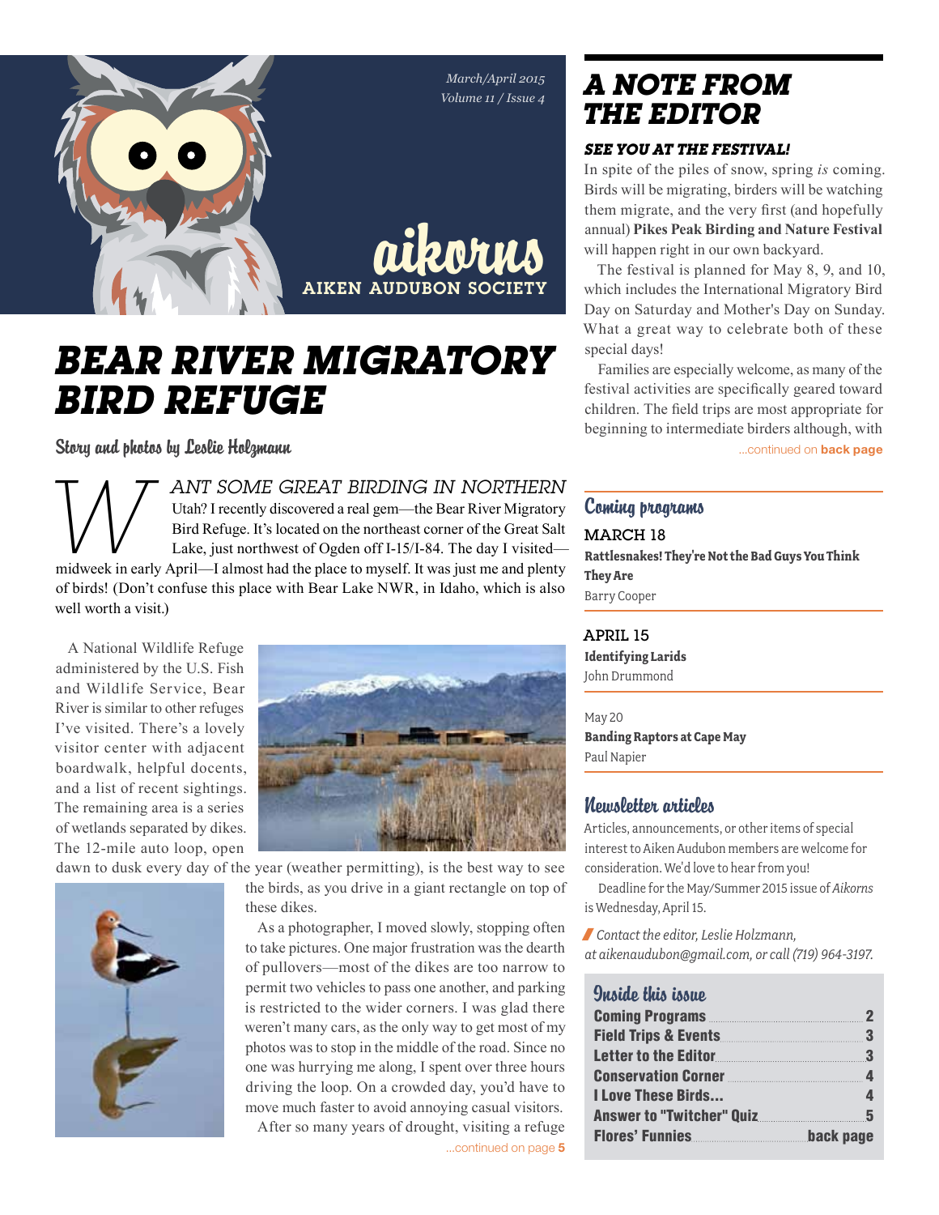March/April 2015
Volume 11 / Issue 4

**aikorns**
AIKEN AUDUBON SOCIETY

# BEAR RIVER MIGRATORY BIRD REFUGE

Story and photos by Leslie Holzmann

WANT SOME GREAT BIRDING IN NORTHERN Utah? I recently discovered a real gem—the Bear River Migratory Bird Refuge. It's located on the northeast corner of the Great Salt Lake, just northwest of Ogden off I-15/I-84. The day I visited—midweek in early April—I almost had the place to myself. It was just me and plenty of birds! (Don't confuse this place with Bear Lake NWR, in Idaho, which is also well worth a visit.)

A National Wildlife Refuge administered by the U.S. Fish and Wildlife Service, Bear River is similar to other refuges I've visited. There's a lovely visitor center with adjacent boardwalk, helpful docents, and a list of recent sightings. The remaining area is a series of wetlands separated by dikes. The 12-mile auto loop, open dawn to dusk every day of the year (weather permitting), is the best way to see the birds, as you drive in a giant rectangle on top of these dikes.

As a photographer, I moved slowly, stopping often to take pictures. One major frustration was the dearth of pullovers—most of the dikes are too narrow to permit two vehicles to pass one another, and parking is restricted to the wider corners. I was glad there weren't many cars, as the only way to get most of my photos was to stop in the middle of the road. Since no one was hurrying me along, I spent over three hours driving the loop. On a crowded day, you'd have to move much faster to avoid annoying casual visitors.

After so many years of drought, visiting a refuge

...continued on page **5**

## A NOTE FROM THE EDITOR

### SEE YOU AT THE FESTIVAL!

In spite of the piles of snow, spring *is* coming. Birds will be migrating, birders will be watching them migrate, and the very first (and hopefully annual) **Pikes Peak Birding and Nature Festival** will happen right in our own backyard.

The festival is planned for May 8, 9, and 10, which includes the International Migratory Bird Day on Saturday and Mother's Day on Sunday. What a great way to celebrate both of these special days!

Families are especially welcome, as many of the festival activities are specifically geared toward children. The field trips are most appropriate for beginning to intermediate birders although, with

...continued on **back page**

## Coming programs

MARCH 18
**Rattlesnakes! They're Not the Bad Guys You Think They Are**
Barry Cooper

APRIL 15
**Identifying Larids**
John Drummond

May 20
**Banding Raptors at Cape May**
Paul Napier

## Newsletter articles

Articles, announcements, or other items of special interest to Aiken Audubon members are welcome for consideration. We'd love to hear from you!

Deadline for the May/Summer 2015 issue of *Aikorns* is Wednesday, April 15.

*Contact the editor, Leslie Holzmann, at aikenaudubon@gmail.com, or call (719) 964-3197.*

## Inside this issue

| | |
|---|---|
| Coming Programs | 2 |
| Field Trips & Events | 3 |
| Letter to the Editor | 3 |
| Conservation Corner | 4 |
| I Love These Birds... | 4 |
| Answer to "Twitcher" Quiz | 5 |
| Flores' Funnies | back page |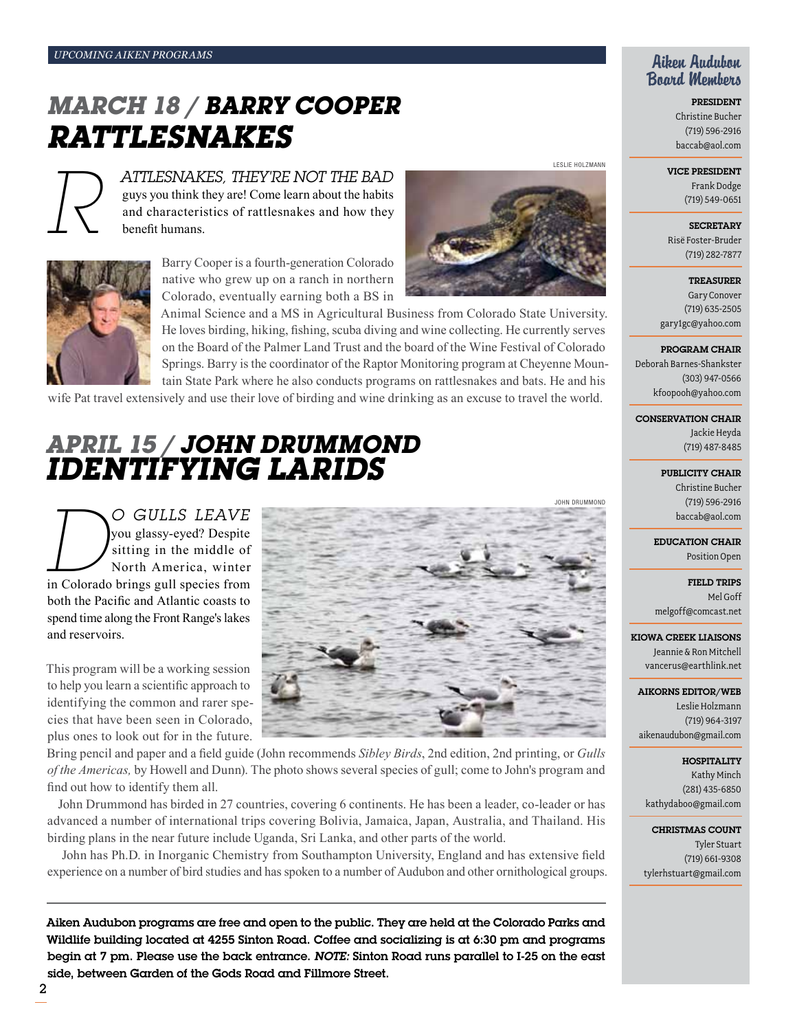UPCOMING AIKEN PROGRAMS

# *MARCH 18 / BARRY COOPER* *RATTLESNAKES*

*RATTLESNAKES, THEY'RE NOT THE BAD* guys you think they are! Come learn about the habits and characteristics of rattlesnakes and how they benefit humans.

LESLIE HOLZMANN

Barry Cooper is a fourth-generation Colorado native who grew up on a ranch in northern Colorado, eventually earning both a BS in Animal Science and a MS in Agricultural Business from Colorado State University. He loves birding, hiking, fishing, scuba diving and wine collecting. He currently serves on the Board of the Palmer Land Trust and the board of the Wine Festival of Colorado Springs. Barry is the coordinator of the Raptor Monitoring program at Cheyenne Mountain State Park where he also conducts programs on rattlesnakes and bats. He and his wife Pat travel extensively and use their love of birding and wine drinking as an excuse to travel the world.

# *APRIL 15 / JOHN DRUMMOND* *IDENTIFYING LARIDS*

*DO GULLS LEAVE* you glassy-eyed? Despite sitting in the middle of North America, winter in Colorado brings gull species from both the Pacific and Atlantic coasts to spend time along the Front Range's lakes and reservoirs.

JOHN DRUMMOND

This program will be a working session to help you learn a scientific approach to identifying the common and rarer species that have been seen in Colorado, plus ones to look out for in the future. Bring pencil and paper and a field guide (John recommends *Sibley Birds*, 2nd edition, 2nd printing, or *Gulls of the Americas,* by Howell and Dunn). The photo shows several species of gull; come to John's program and find out how to identify them all.

John Drummond has birded in 27 countries, covering 6 continents. He has been a leader, co-leader or has advanced a number of international trips covering Bolivia, Jamaica, Japan, Australia, and Thailand. His birding plans in the near future include Uganda, Sri Lanka, and other parts of the world.

John has Ph.D. in Inorganic Chemistry from Southampton University, England and has extensive field experience on a number of bird studies and has spoken to a number of Audubon and other ornithological groups.

---

**Aiken Audubon programs are free and open to the public. They are held at the Colorado Parks and Wildlife building located at 4255 Sinton Road. Coffee and socializing is at 6:30 pm and programs begin at 7 pm. Please use the back entrance. *NOTE:* Sinton Road runs parallel to I-25 on the east side, between Garden of the Gods Road and Fillmore Street.**

## Aiken Audubon Board Members

**PRESIDENT**
Christine Bucher
(719) 596-2916
baccab@aol.com

**VICE PRESIDENT**
Frank Dodge
(719) 549-0651

**SECRETARY**
Risë Foster-Bruder
(719) 282-7877

**TREASURER**
Gary Conover
(719) 635-2505
gary1gc@yahoo.com

**PROGRAM CHAIR**
Deborah Barnes-Shankster
(303) 947-0566
kfoopooh@yahoo.com

**CONSERVATION CHAIR**
Jackie Heyda
(719) 487-8485

**PUBLICITY CHAIR**
Christine Bucher
(719) 596-2916
baccab@aol.com

**EDUCATION CHAIR**
Position Open

**FIELD TRIPS**
Mel Goff
melgoff@comcast.net

**KIOWA CREEK LIAISONS**
Jeannie & Ron Mitchell
vancerus@earthlink.net

**AIKORNS EDITOR/WEB**
Leslie Holzmann
(719) 964-3197
aikenaudubon@gmail.com

**HOSPITALITY**
Kathy Minch
(281) 435-6850
kathydaboo@gmail.com

**CHRISTMAS COUNT**
Tyler Stuart
(719) 661-9308
tylerhstuart@gmail.com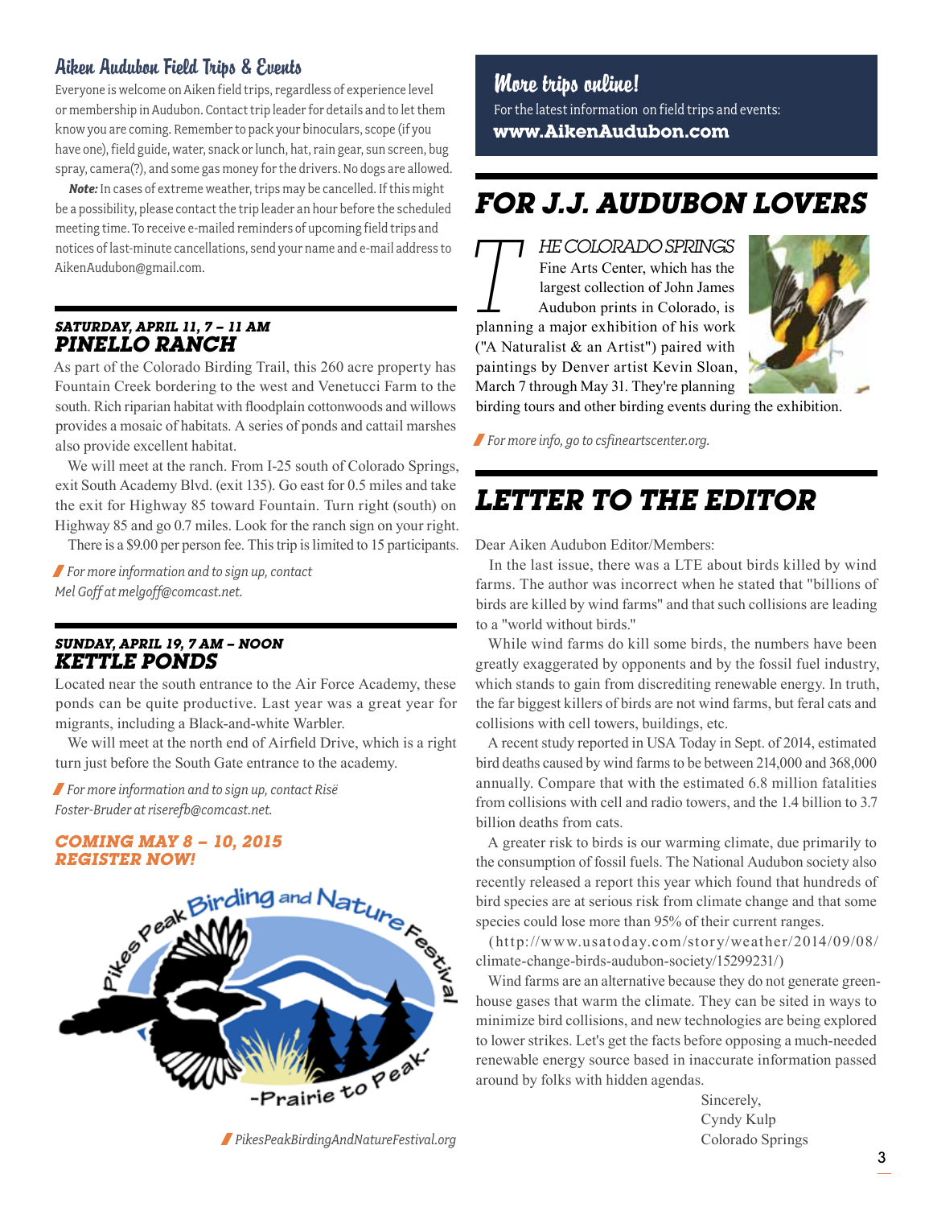## Aiken Audubon Field Trips & Events

Everyone is welcome on Aiken field trips, regardless of experience level or membership in Audubon. Contact trip leader for details and to let them know you are coming. Remember to pack your binoculars, scope (if you have one), field guide, water, snack or lunch, hat, rain gear, sun screen, bug spray, camera(?), and some gas money for the drivers. No dogs are allowed.

***Note:*** In cases of extreme weather, trips may be cancelled. If this might be a possibility, please contact the trip leader an hour before the scheduled meeting time. To receive e-mailed reminders of upcoming field trips and notices of last-minute cancellations, send your name and e-mail address to AikenAudubon@gmail.com.

***SATURDAY, APRIL 11, 7 – 11 AM***

### PINELLO RANCH

As part of the Colorado Birding Trail, this 260 acre property has Fountain Creek bordering to the west and Venetucci Farm to the south. Rich riparian habitat with floodplain cottonwoods and willows provides a mosaic of habitats. A series of ponds and cattail marshes also provide excellent habitat.

We will meet at the ranch. From I-25 south of Colorado Springs, exit South Academy Blvd. (exit 135). Go east for 0.5 miles and take the exit for Highway 85 toward Fountain. Turn right (south) on Highway 85 and go 0.7 miles. Look for the ranch sign on your right.

There is a $9.00 per person fee. This trip is limited to 15 participants.

*For more information and to sign up, contact Mel Goff at melgoff@comcast.net.*

***SUNDAY, APRIL 19, 7 AM – NOON***

### KETTLE PONDS

Located near the south entrance to the Air Force Academy, these ponds can be quite productive. Last year was a great year for migrants, including a Black-and-white Warbler.

We will meet at the north end of Airfield Drive, which is a right turn just before the South Gate entrance to the academy.

*For more information and to sign up, contact Risë Foster-Bruder at riserefb@comcast.net.*

***COMING MAY 8 – 10, 2015***
***REGISTER NOW!***

Pikes Peak Birding and Nature Festival
-Prairie to Peak-

*PikesPeakBirdingAndNatureFestival.org*

## More trips online!

For the latest information on field trips and events:
**www.AikenAudubon.com**

## FOR J.J. AUDUBON LOVERS

THE COLORADO SPRINGS Fine Arts Center, which has the largest collection of John James Audubon prints in Colorado, is planning a major exhibition of his work ("A Naturalist & an Artist") paired with paintings by Denver artist Kevin Sloan, March 7 through May 31. They're planning birding tours and other birding events during the exhibition.

*For more info, go to csfineartscenter.org.*

## LETTER TO THE EDITOR

Dear Aiken Audubon Editor/Members:

In the last issue, there was a LTE about birds killed by wind farms. The author was incorrect when he stated that "billions of birds are killed by wind farms" and that such collisions are leading to a "world without birds."

While wind farms do kill some birds, the numbers have been greatly exaggerated by opponents and by the fossil fuel industry, which stands to gain from discrediting renewable energy. In truth, the far biggest killers of birds are not wind farms, but feral cats and collisions with cell towers, buildings, etc.

A recent study reported in USA Today in Sept. of 2014, estimated bird deaths caused by wind farms to be between 214,000 and 368,000 annually. Compare that with the estimated 6.8 million fatalities from collisions with cell and radio towers, and the 1.4 billion to 3.7 billion deaths from cats.

A greater risk to birds is our warming climate, due primarily to the consumption of fossil fuels. The National Audubon society also recently released a report this year which found that hundreds of bird species are at serious risk from climate change and that some species could lose more than 95% of their current ranges.

(http://www.usatoday.com/story/weather/2014/09/08/climate-change-birds-audubon-society/15299231/)

Wind farms are an alternative because they do not generate greenhouse gases that warm the climate. They can be sited in ways to minimize bird collisions, and new technologies are being explored to lower strikes. Let's get the facts before opposing a much-needed renewable energy source based in inaccurate information passed around by folks with hidden agendas.

Sincerely,
Cyndy Kulp
Colorado Springs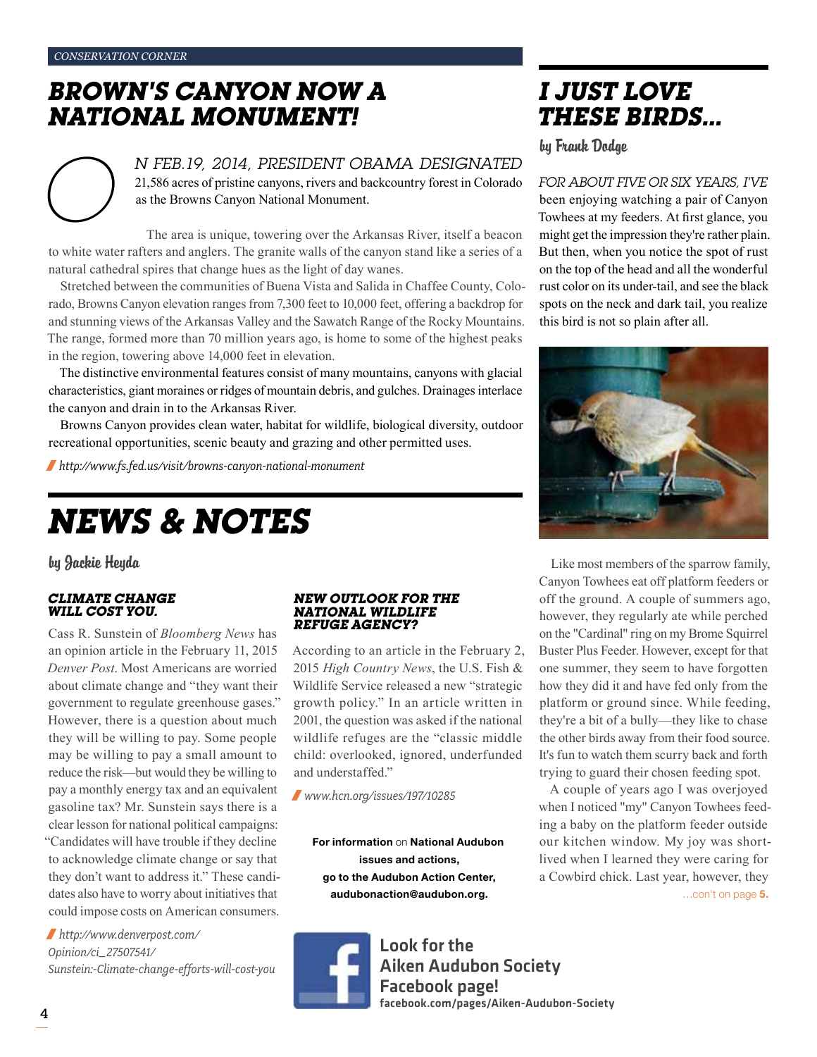CONSERVATION CORNER

# BROWN'S CANYON NOW A NATIONAL MONUMENT!

ON FEB.19, 2014, PRESIDENT OBAMA DESIGNATED 21,586 acres of pristine canyons, rivers and backcountry forest in Colorado as the Browns Canyon National Monument.

The area is unique, towering over the Arkansas River, itself a beacon to white water rafters and anglers. The granite walls of the canyon stand like a series of a natural cathedral spires that change hues as the light of day wanes.

Stretched between the communities of Buena Vista and Salida in Chaffee County, Colorado, Browns Canyon elevation ranges from 7,300 feet to 10,000 feet, offering a backdrop for and stunning views of the Arkansas Valley and the Sawatch Range of the Rocky Mountains. The range, formed more than 70 million years ago, is home to some of the highest peaks in the region, towering above 14,000 feet in elevation.

The distinctive environmental features consist of many mountains, canyons with glacial characteristics, giant moraines or ridges of mountain debris, and gulches. Drainages interlace the canyon and drain in to the Arkansas River.

Browns Canyon provides clean water, habitat for wildlife, biological diversity, outdoor recreational opportunities, scenic beauty and grazing and other permitted uses.

*http://www.fs.fed.us/visit/browns-canyon-national-monument*

# NEWS & NOTES

by Jackie Heyda

### CLIMATE CHANGE WILL COST YOU.

Cass R. Sunstein of *Bloomberg News* has an opinion article in the February 11, 2015 *Denver Post*. Most Americans are worried about climate change and "they want their government to regulate greenhouse gases." However, there is a question about much they will be willing to pay. Some people may be willing to pay a small amount to reduce the risk—but would they be willing to pay a monthly energy tax and an equivalent gasoline tax? Mr. Sunstein says there is a clear lesson for national political campaigns: "Candidates will have trouble if they decline to acknowledge climate change or say that they don't want to address it." These candidates also have to worry about initiatives that could impose costs on American consumers.

*http://www.denverpost.com/Opinion/ci_27507541/Sunstein:-Climate-change-efforts-will-cost-you*

### NEW OUTLOOK FOR THE NATIONAL WILDLIFE REFUGE AGENCY?

According to an article in the February 2, 2015 *High Country News*, the U.S. Fish & Wildlife Service released a new "strategic growth policy." In an article written in 2001, the question was asked if the national wildlife refuges are the "classic middle child: overlooked, ignored, underfunded and understaffed."

*www.hcn.org/issues/197/10285*

**For information** on **National Audubon issues and actions, go to the Audubon Action Center, audubonaction@audubon.org.**

**Look for the Aiken Audubon Society Facebook page!**
**facebook.com/pages/Aiken-Audubon-Society**

# I JUST LOVE THESE BIRDS...

by Frank Dodge

FOR ABOUT FIVE OR SIX YEARS, I'VE been enjoying watching a pair of Canyon Towhees at my feeders. At first glance, you might get the impression they're rather plain. But then, when you notice the spot of rust on the top of the head and all the wonderful rust color on its under-tail, and see the black spots on the neck and dark tail, you realize this bird is not so plain after all.

Like most members of the sparrow family, Canyon Towhees eat off platform feeders or off the ground. A couple of summers ago, however, they regularly ate while perched on the "Cardinal" ring on my Brome Squirrel Buster Plus Feeder. However, except for that one summer, they seem to have forgotten how they did it and have fed only from the platform or ground since. While feeding, they're a bit of a bully—they like to chase the other birds away from their food source. It's fun to watch them scurry back and forth trying to guard their chosen feeding spot.

A couple of years ago I was overjoyed when I noticed "my" Canyon Towhees feeding a baby on the platform feeder outside our kitchen window. My joy was short-lived when I learned they were caring for a Cowbird chick. Last year, however, they

...con't on page **5.**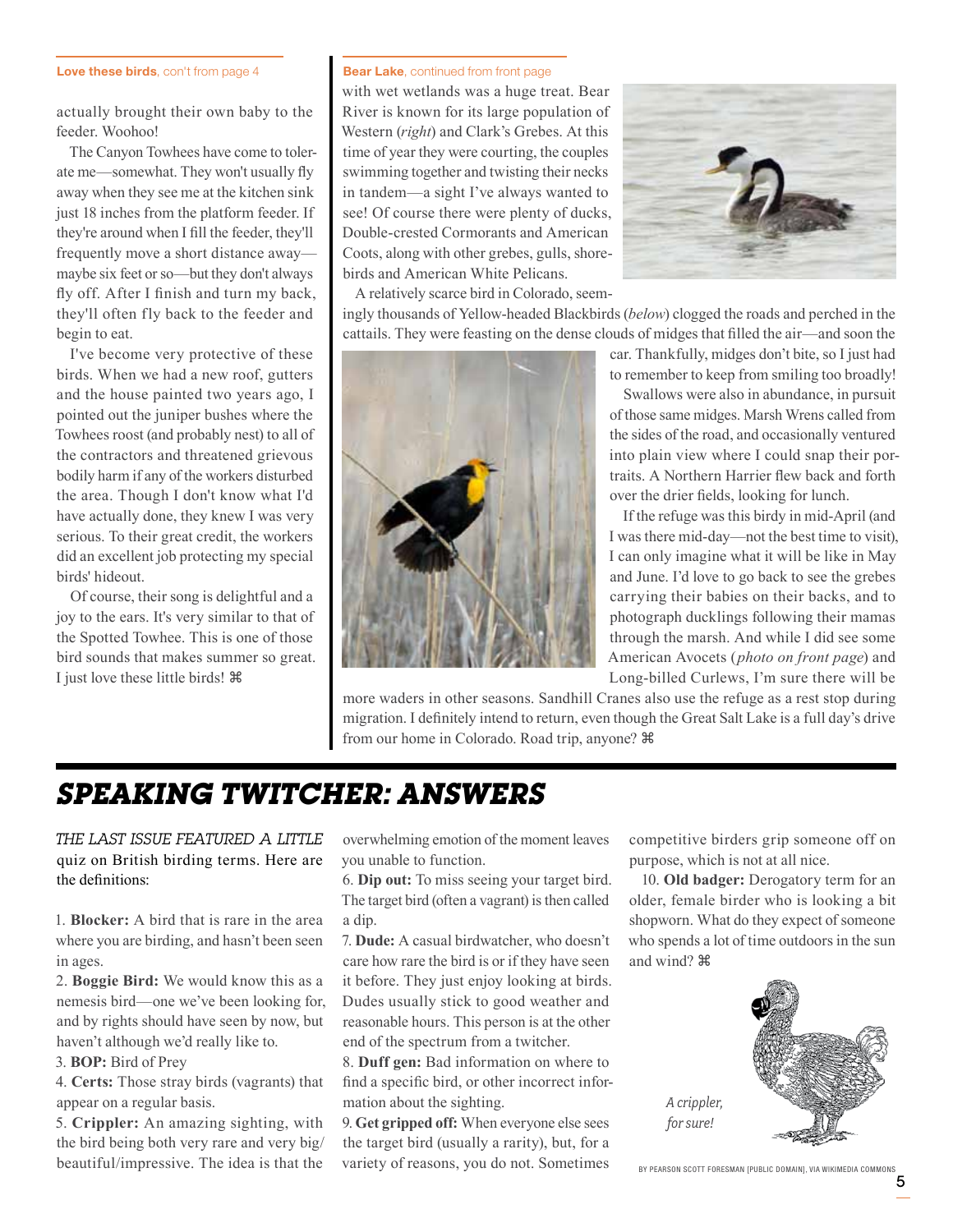**Love these birds**, con't from page 4

actually brought their own baby to the feeder. Woohoo!

The Canyon Towhees have come to tolerate me—somewhat. They won't usually fly away when they see me at the kitchen sink just 18 inches from the platform feeder. If they're around when I fill the feeder, they'll frequently move a short distance away—maybe six feet or so—but they don't always fly off. After I finish and turn my back, they'll often fly back to the feeder and begin to eat.

I've become very protective of these birds. When we had a new roof, gutters and the house painted two years ago, I pointed out the juniper bushes where the Towhees roost (and probably nest) to all of the contractors and threatened grievous bodily harm if any of the workers disturbed the area. Though I don't know what I'd have actually done, they knew I was very serious. To their great credit, the workers did an excellent job protecting my special birds' hideout.

Of course, their song is delightful and a joy to the ears. It's very similar to that of the Spotted Towhee. This is one of those bird sounds that makes summer so great. I just love these little birds! ⌘

**Bear Lake**, continued from front page

with wet wetlands was a huge treat. Bear River is known for its large population of Western (*right*) and Clark's Grebes. At this time of year they were courting, the couples swimming together and twisting their necks in tandem—a sight I've always wanted to see! Of course there were plenty of ducks, Double-crested Cormorants and American Coots, along with other grebes, gulls, shorebirds and American White Pelicans.

A relatively scarce bird in Colorado, seemingly thousands of Yellow-headed Blackbirds (*below*) clogged the roads and perched in the cattails. They were feasting on the dense clouds of midges that filled the air—and soon the car. Thankfully, midges don't bite, so I just had to remember to keep from smiling too broadly!

Swallows were also in abundance, in pursuit of those same midges. Marsh Wrens called from the sides of the road, and occasionally ventured into plain view where I could snap their portraits. A Northern Harrier flew back and forth over the drier fields, looking for lunch.

If the refuge was this birdy in mid-April (and I was there mid-day—not the best time to visit), I can only imagine what it will be like in May and June. I'd love to go back to see the grebes carrying their babies on their backs, and to photograph ducklings following their mamas through the marsh. And while I did see some American Avocets (*photo on front page*) and Long-billed Curlews, I'm sure there will be more waders in other seasons. Sandhill Cranes also use the refuge as a rest stop during migration. I definitely intend to return, even though the Great Salt Lake is a full day's drive from our home in Colorado. Road trip, anyone? ⌘

## *SPEAKING TWITCHER: ANSWERS*

*THE LAST ISSUE FEATURED A LITTLE* quiz on British birding terms. Here are the definitions:

1. **Blocker:** A bird that is rare in the area where you are birding, and hasn't been seen in ages.
2. **Boggie Bird:** We would know this as a nemesis bird—one we've been looking for, and by rights should have seen by now, but haven't although we'd really like to.
3. **BOP:** Bird of Prey
4. **Certs:** Those stray birds (vagrants) that appear on a regular basis.
5. **Crippler:** An amazing sighting, with the bird being both very rare and very big/beautiful/impressive. The idea is that the overwhelming emotion of the moment leaves you unable to function.
6. **Dip out:** To miss seeing your target bird. The target bird (often a vagrant) is then called a dip.
7. **Dude:** A casual birdwatcher, who doesn't care how rare the bird is or if they have seen it before. They just enjoy looking at birds. Dudes usually stick to good weather and reasonable hours. This person is at the other end of the spectrum from a twitcher.
8. **Duff gen:** Bad information on where to find a specific bird, or other incorrect information about the sighting.
9. **Get gripped off:** When everyone else sees the target bird (usually a rarity), but, for a variety of reasons, you do not. Sometimes competitive birders grip someone off on purpose, which is not at all nice.
10. **Old badger:** Derogatory term for an older, female birder who is looking a bit shopworn. What do they expect of someone who spends a lot of time outdoors in the sun and wind? ⌘

*A crippler, for sure!*

BY PEARSON SCOTT FORESMAN [PUBLIC DOMAIN], VIA WIKIMEDIA COMMONS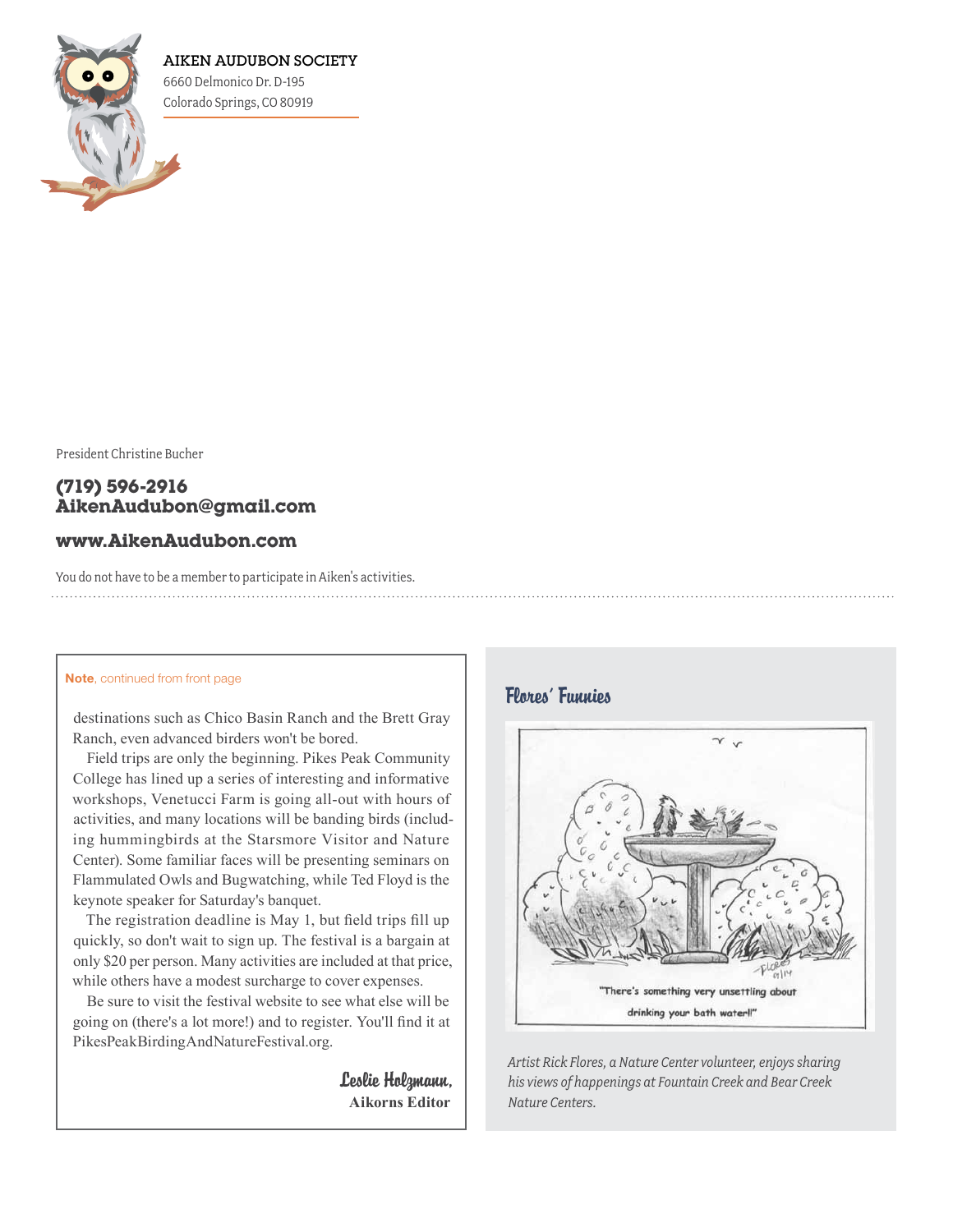**AIKEN AUDUBON SOCIETY**
6660 Delmonico Dr. D-195
Colorado Springs, CO 80919

President Christine Bucher

**(719) 596-2916**
**AikenAudubon@gmail.com**

**www.AikenAudubon.com**

You do not have to be a member to participate in Aiken's activities.

**Note**, continued from front page

destinations such as Chico Basin Ranch and the Brett Gray Ranch, even advanced birders won't be bored.

Field trips are only the beginning. Pikes Peak Community College has lined up a series of interesting and informative workshops, Venetucci Farm is going all-out with hours of activities, and many locations will be banding birds (including hummingbirds at the Starsmore Visitor and Nature Center). Some familiar faces will be presenting seminars on Flammulated Owls and Bugwatching, while Ted Floyd is the keynote speaker for Saturday's banquet.

The registration deadline is May 1, but field trips fill up quickly, so don't wait to sign up. The festival is a bargain at only $20 per person. Many activities are included at that price, while others have a modest surcharge to cover expenses.

Be sure to visit the festival website to see what else will be going on (there's a lot more!) and to register. You'll find it at PikesPeakBirdingAndNatureFestival.org.

*Leslie Holzmann,*
**Aikorns Editor**

## Flores' Funnies

"There's something very unsettling about drinking your bath water!!"

*Artist Rick Flores, a Nature Center volunteer, enjoys sharing his views of happenings at Fountain Creek and Bear Creek Nature Centers.*